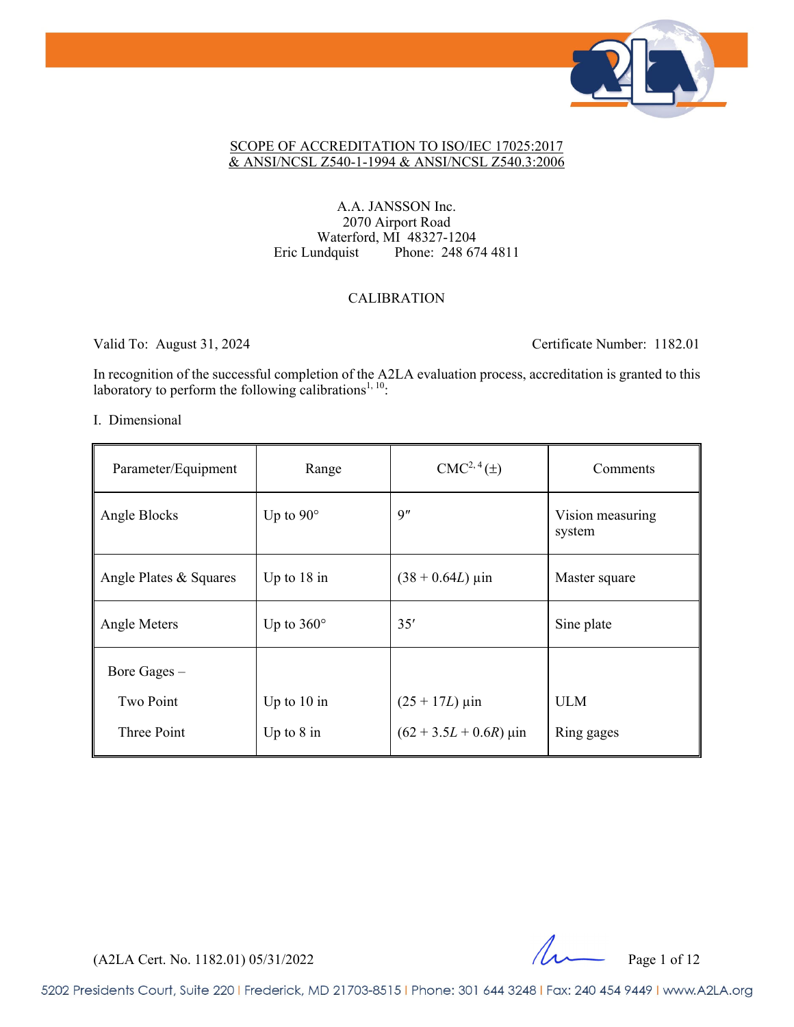## SCOPE OF ACCREDITATION TO ISO/IEC 17025:2017 & ANSI/NCSL Z540-1-1994 & ANSI/NCSL Z540.3:2006

A.A. JANSSON Inc.
2070 Airport Road
Waterford, MI 48327-1204
Eric Lundquist Phone: 248 674 4811

CALIBRATION

Valid To: August 31, 2024 Certificate Number: 1182.01

In recognition of the successful completion of the A2LA evaluation process, accreditation is granted to this laboratory to perform the following calibrations[1, 10]:

I. Dimensional

| Parameter/Equipment | Range | CMC[2, 4] (±) | Comments |
|---|---|---|---|
| Angle Blocks | Up to 90° | 9″ | Vision measuring system |
| Angle Plates & Squares | Up to 18 in | $(38 + 0.64L)$ µin | Master square |
| Angle Meters | Up to 360° | 35′ | Sine plate |
| Bore Gages – | | | |
| Two Point | Up to 10 in | $(25 + 17L)$ µin | ULM |
| Three Point | Up to 8 in | $(62 + 3.5L + 0.6R)$ µin | Ring gages |

(A2LA Cert. No. 1182.01) 05/31/2022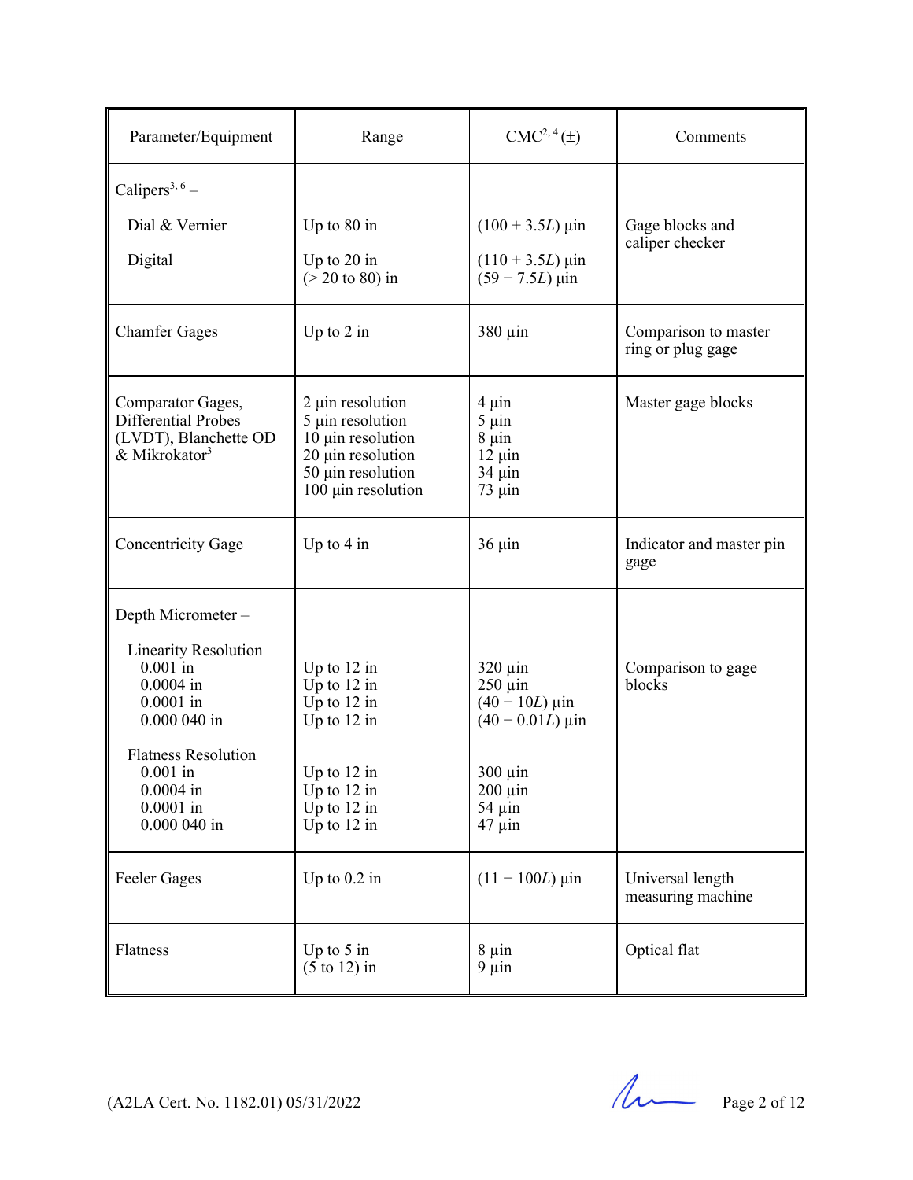| Parameter/Equipment | Range | CMC[2, 4] (±) | Comments |
|---|---|---|---|
| Calipers[3, 6] –<br><br>Dial & Vernier<br><br>Digital | <br><br>Up to 80 in<br><br>Up to 20 in<br>(> 20 to 80) in | <br><br>(100 + 3.5$L$) µin<br><br>(110 + 3.5$L$) µin<br>(59 + 7.5$L$) µin | <br><br>Gage blocks and caliper checker |
| Chamfer Gages | Up to 2 in | 380 µin | Comparison to master ring or plug gage |
| Comparator Gages, Differential Probes (LVDT), Blanchette OD & Mikrokator[3] | 2 µin resolution<br>5 µin resolution<br>10 µin resolution<br>20 µin resolution<br>50 µin resolution<br>100 µin resolution | 4 µin<br>5 µin<br>8 µin<br>12 µin<br>34 µin<br>73 µin | Master gage blocks |
| Concentricity Gage | Up to 4 in | 36 µin | Indicator and master pin gage |
| Depth Micrometer –<br><br>Linearity Resolution<br>0.001 in<br>0.0004 in<br>0.0001 in<br>0.000 040 in<br><br>Flatness Resolution<br>0.001 in<br>0.0004 in<br>0.0001 in<br>0.000 040 in | <br><br><br>Up to 12 in<br>Up to 12 in<br>Up to 12 in<br>Up to 12 in<br><br><br>Up to 12 in<br>Up to 12 in<br>Up to 12 in<br>Up to 12 in | <br><br><br>320 µin<br>250 µin<br>(40 + 10$L$) µin<br>(40 + 0.01$L$) µin<br><br><br>300 µin<br>200 µin<br>54 µin<br>47 µin | <br><br><br>Comparison to gage blocks |
| Feeler Gages | Up to 0.2 in | (11 + 100$L$) µin | Universal length measuring machine |
| Flatness | Up to 5 in<br>(5 to 12) in | 8 µin<br>9 µin | Optical flat |

(A2LA Cert. No. 1182.01) 05/31/2022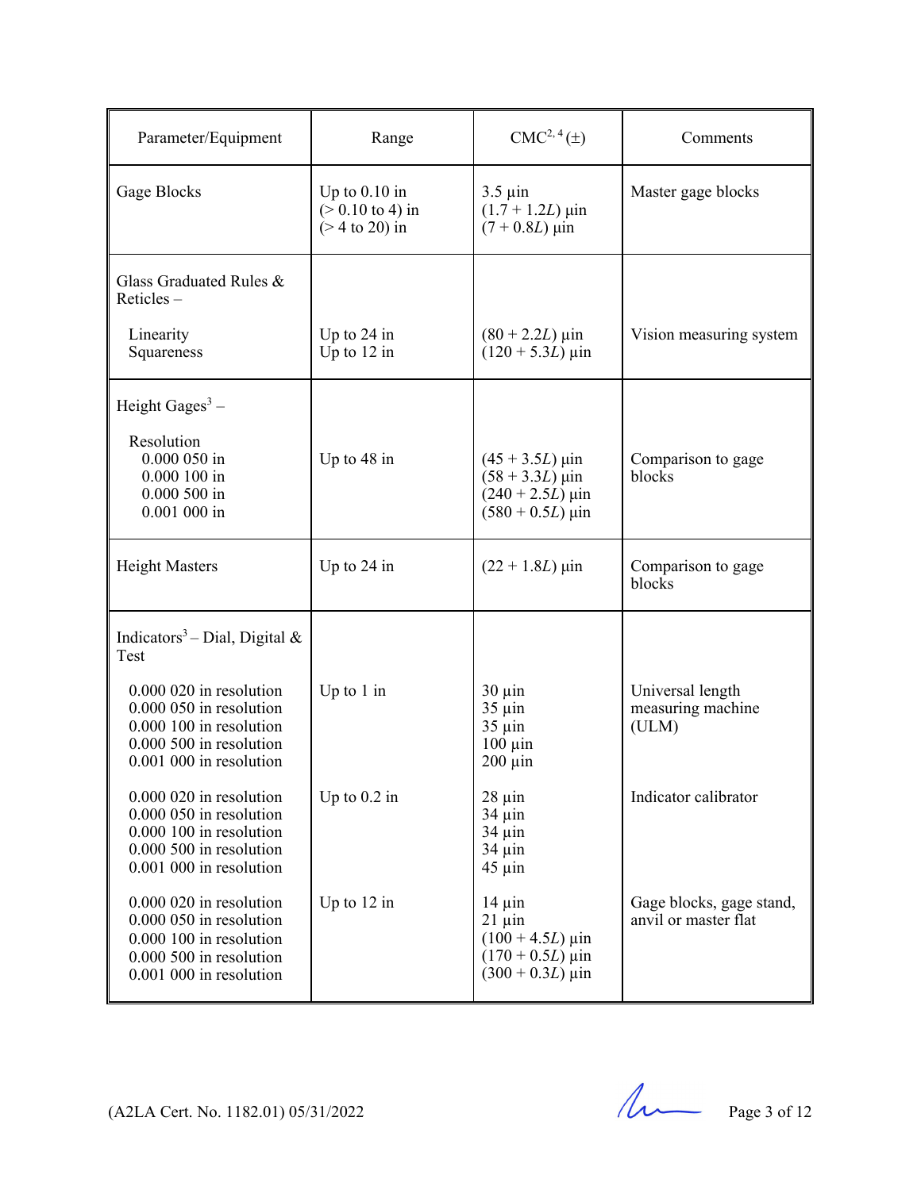| Parameter/Equipment | Range | CMC[2, 4] (±) | Comments |
|---|---|---|---|
| Gage Blocks | Up to 0.10 in<br>(> 0.10 to 4) in<br>(> 4 to 20) in | 3.5 µin<br>(1.7 + 1.2*L*) µin<br>(7 + 0.8*L*) µin | Master gage blocks |
| Glass Graduated Rules & Reticles –<br><br>Linearity<br>Squareness | <br><br>Up to 24 in<br>Up to 12 in | <br><br>(80 + 2.2*L*) µin<br>(120 + 5.3*L*) µin | <br><br>Vision measuring system |
| Height Gages[3] –<br><br>Resolution<br>0.000 050 in<br>0.000 100 in<br>0.000 500 in<br>0.001 000 in | <br><br><br>Up to 48 in | <br><br><br>(45 + 3.5*L*) µin<br>(58 + 3.3*L*) µin<br>(240 + 2.5*L*) µin<br>(580 + 0.5*L*) µin | <br><br><br>Comparison to gage blocks |
| Height Masters | Up to 24 in | (22 + 1.8*L*) µin | Comparison to gage blocks |
| Indicators[3] – Dial, Digital & Test<br><br>0.000 020 in resolution<br>0.000 050 in resolution<br>0.000 100 in resolution<br>0.000 500 in resolution<br>0.001 000 in resolution | <br><br>Up to 1 in | <br><br>30 µin<br>35 µin<br>35 µin<br>100 µin<br>200 µin | <br><br>Universal length measuring machine (ULM) |
| 0.000 020 in resolution<br>0.000 050 in resolution<br>0.000 100 in resolution<br>0.000 500 in resolution<br>0.001 000 in resolution | Up to 0.2 in | 28 µin<br>34 µin<br>34 µin<br>34 µin<br>45 µin | Indicator calibrator |
| 0.000 020 in resolution<br>0.000 050 in resolution<br>0.000 100 in resolution<br>0.000 500 in resolution<br>0.001 000 in resolution | Up to 12 in | 14 µin<br>21 µin<br>(100 + 4.5*L*) µin<br>(170 + 0.5*L*) µin<br>(300 + 0.3*L*) µin | Gage blocks, gage stand, anvil or master flat |

(A2LA Cert. No. 1182.01) 05/31/2022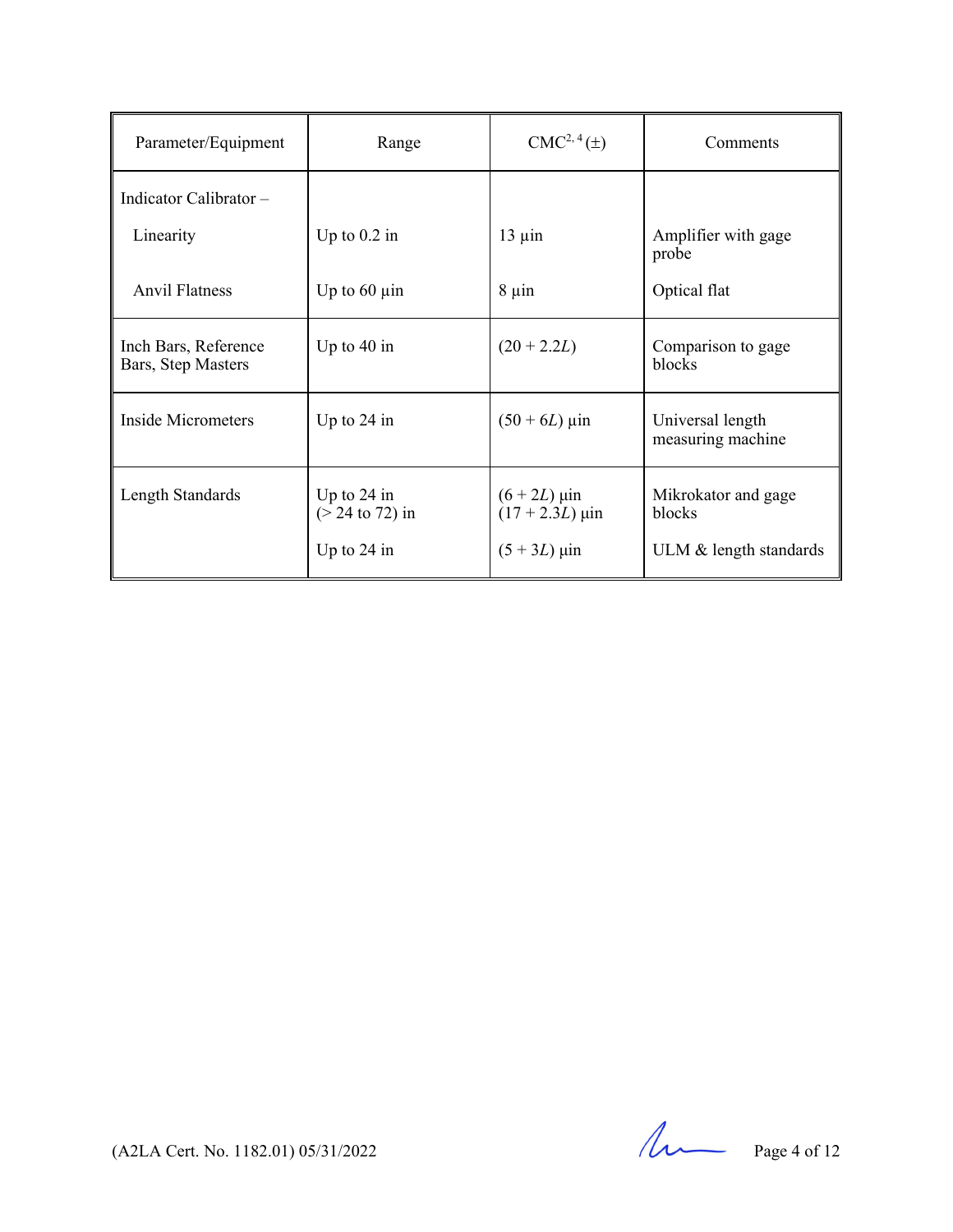| Parameter/Equipment | Range | CMC[2, 4] (±) | Comments |
|---|---|---|---|
| Indicator Calibrator –<br><br>Linearity<br><br>Anvil Flatness | <br><br>Up to 0.2 in<br><br>Up to 60 µin | <br><br>13 µin<br><br>8 µin | <br><br>Amplifier with gage probe<br><br>Optical flat |
| Inch Bars, Reference Bars, Step Masters | Up to 40 in | (20 + 2.2$L$) | Comparison to gage blocks |
| Inside Micrometers | Up to 24 in | (50 + 6$L$) µin | Universal length measuring machine |
| Length Standards | Up to 24 in<br>(> 24 to 72) in<br><br>Up to 24 in | (6 + 2$L$) µin<br>(17 + 2.3$L$) µin<br><br>(5 + 3$L$) µin | Mikrokator and gage blocks<br><br>ULM & length standards |

(A2LA Cert. No. 1182.01) 05/31/2022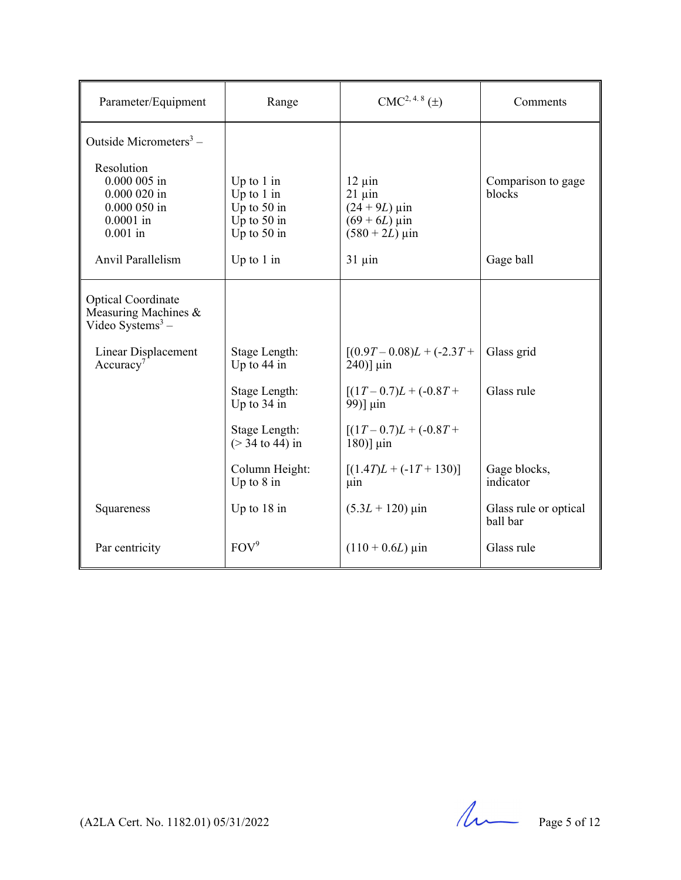| Parameter/Equipment | Range | CMC[2, 4, 8] (±) | Comments |
|---|---|---|---|
| Outside Micrometers[3] – | | | |
| Resolution | | | |
| 0.000 005 in | Up to 1 in | 12 µin | Comparison to gage blocks |
| 0.000 020 in | Up to 1 in | 21 µin | |
| 0.000 050 in | Up to 50 in | $(24 + 9L)$ µin | |
| 0.0001 in | Up to 50 in | $(69 + 6L)$ µin | |
| 0.001 in | Up to 50 in | $(580 + 2L)$ µin | |
| Anvil Parallelism | Up to 1 in | 31 µin | Gage ball |
| Optical Coordinate Measuring Machines & Video Systems[3] – | | | |
| Linear Displacement Accuracy[7] | Stage Length: Up to 44 in | $[(0.9T – 0.08)L + (-2.3T + 240)]$ µin | Glass grid |
| | Stage Length: Up to 34 in | $[(1T – 0.7)L + (-0.8T + 99)]$ µin | Glass rule |
| | Stage Length: (> 34 to 44) in | $[(1T – 0.7)L + (-0.8T + 180)]$ µin | |
| | Column Height: Up to 8 in | $[(1.4T)L + (-1T + 130)]$ µin | Gage blocks, indicator |
| Squareness | Up to 18 in | $(5.3L + 120)$ µin | Glass rule or optical ball bar |
| Par centricity | FOV[9] | $(110 + 0.6L)$ µin | Glass rule |

(A2LA Cert. No. 1182.01) 05/31/2022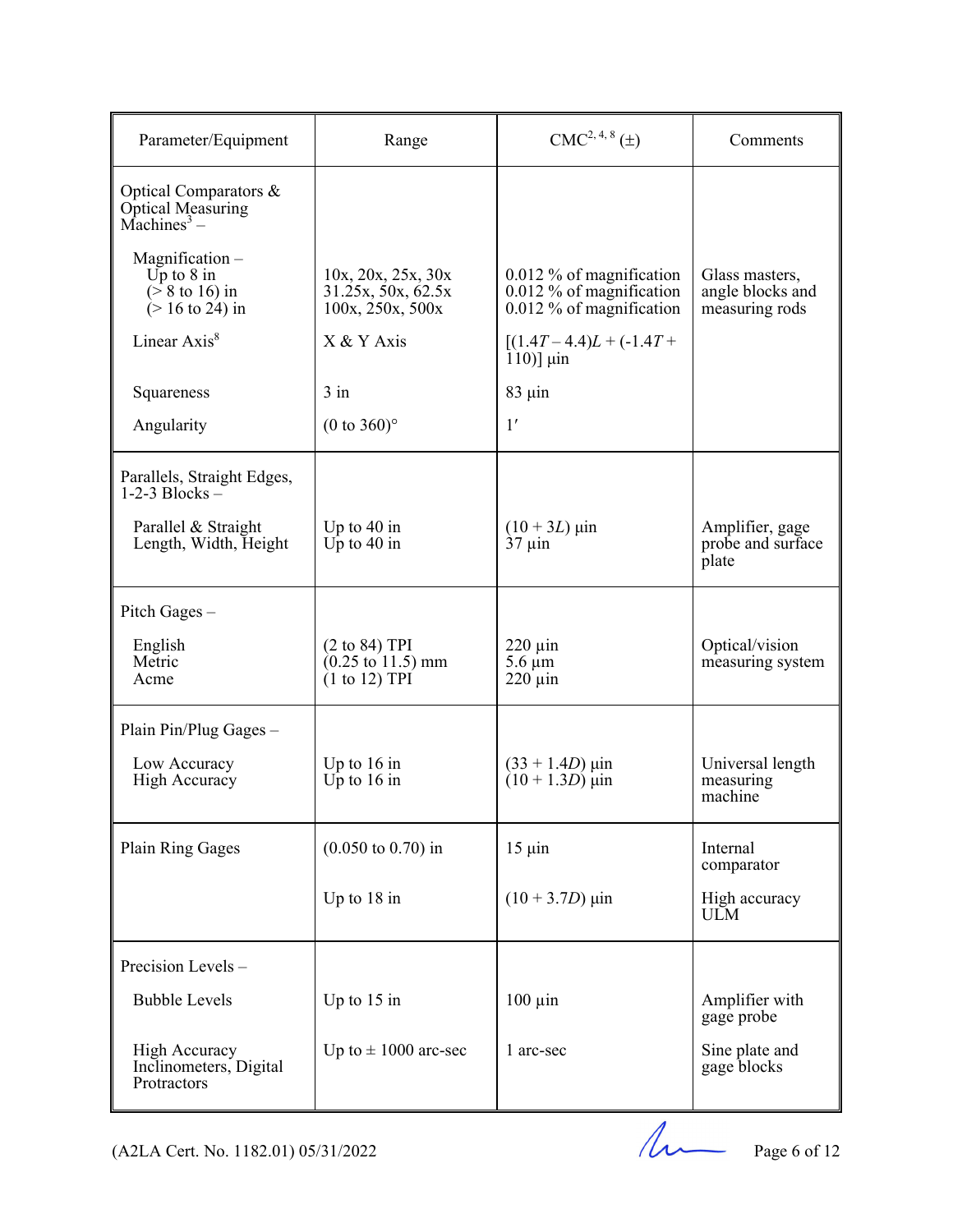| Parameter/Equipment | Range | CMC[2, 4, 8] (±) | Comments |
|---|---|---|---|
| Optical Comparators & Optical Measuring Machines[3] – | | | |
| Magnification –<br>Up to 8 in<br>(> 8 to 16) in<br>(> 16 to 24) in | 10x, 20x, 25x, 30x<br>31.25x, 50x, 62.5x<br>100x, 250x, 500x | 0.012 % of magnification<br>0.012 % of magnification<br>0.012 % of magnification | Glass masters, angle blocks and measuring rods |
| Linear Axis[8] | X & Y Axis | $[(1.4T – 4.4)L + (-1.4T + 110)]$ µin | |
| Squareness | 3 in | 83 µin | |
| Angularity | (0 to 360)° | 1′ | |
| Parallels, Straight Edges, 1-2-3 Blocks – | | | |
| Parallel & Straight<br>Length, Width, Height | Up to 40 in<br>Up to 40 in | $(10 + 3L)$ µin<br>37 µin | Amplifier, gage probe and surface plate |
| Pitch Gages – | | | |
| English<br>Metric<br>Acme | (2 to 84) TPI<br>(0.25 to 11.5) mm<br>(1 to 12) TPI | 220 µin<br>5.6 µm<br>220 µin | Optical/vision measuring system |
| Plain Pin/Plug Gages – | | | |
| Low Accuracy<br>High Accuracy | Up to 16 in<br>Up to 16 in | $(33 + 1.4D)$ µin<br>$(10 + 1.3D)$ µin | Universal length measuring machine |
| Plain Ring Gages | (0.050 to 0.70) in | 15 µin | Internal comparator |
| | Up to 18 in | $(10 + 3.7D)$ µin | High accuracy ULM |
| Precision Levels – | | | |
| Bubble Levels | Up to 15 in | 100 µin | Amplifier with gage probe |
| High Accuracy Inclinometers, Digital Protractors | Up to ± 1000 arc-sec | 1 arc-sec | Sine plate and gage blocks |

(A2LA Cert. No. 1182.01) 05/31/2022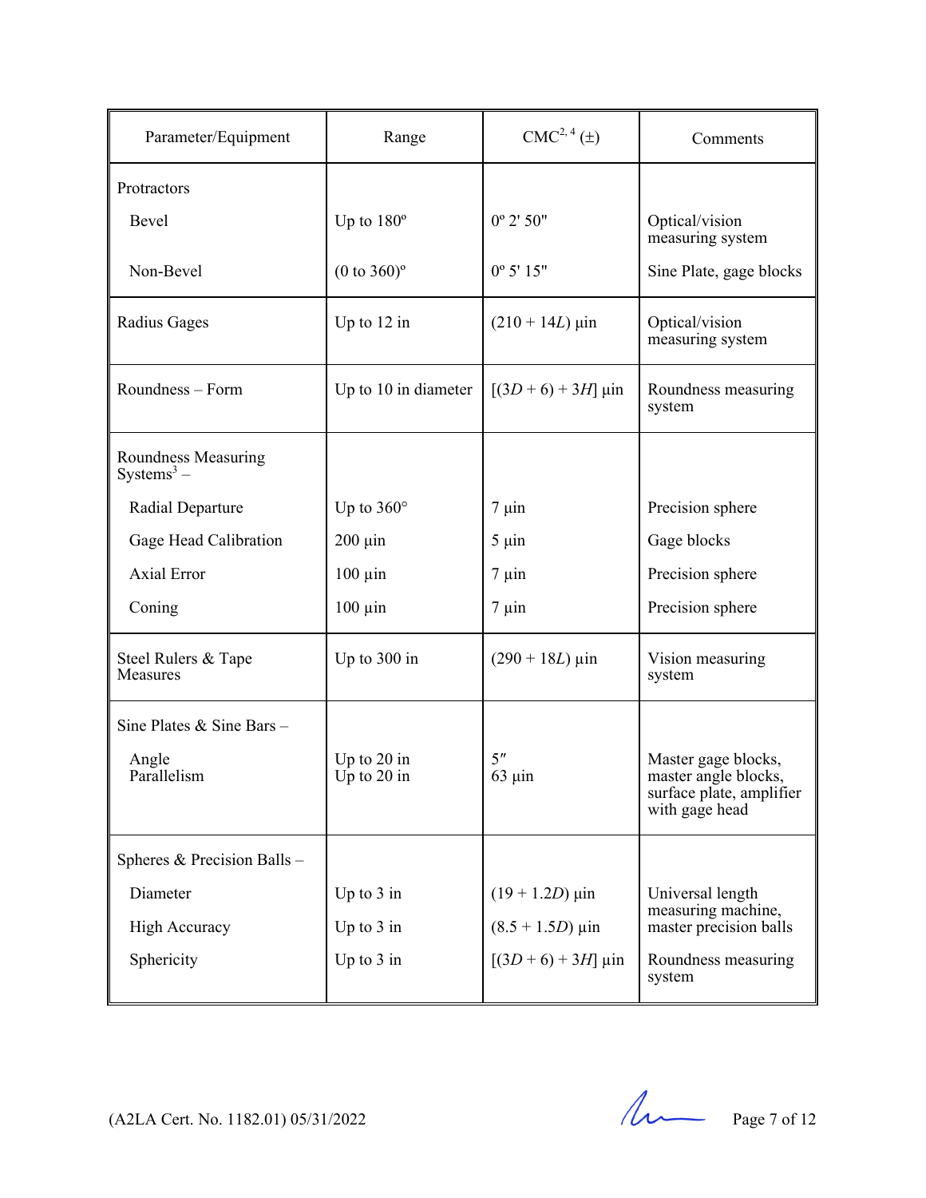| Parameter/Equipment | Range | CMC[2, 4] (±) | Comments |
|---|---|---|---|
| Protractors | | | |
| Bevel | Up to 180º | 0º 2' 50" | Optical/vision measuring system |
| Non-Bevel | (0 to 360)º | 0º 5' 15" | Sine Plate, gage blocks |
| Radius Gages | Up to 12 in | $(210 + 14L)$ µin | Optical/vision measuring system |
| Roundness – Form | Up to 10 in diameter | $[(3D + 6) + 3H]$ µin | Roundness measuring system |
| Roundness Measuring Systems[3] – | | | |
| Radial Departure | Up to 360° | 7 µin | Precision sphere |
| Gage Head Calibration | 200 µin | 5 µin | Gage blocks |
| Axial Error | 100 µin | 7 µin | Precision sphere |
| Coning | 100 µin | 7 µin | Precision sphere |
| Steel Rulers & Tape Measures | Up to 300 in | $(290 + 18L)$ µin | Vision measuring system |
| Sine Plates & Sine Bars – | | | |
| Angle<br>Parallelism | Up to 20 in<br>Up to 20 in | 5″<br>63 µin | Master gage blocks, master angle blocks, surface plate, amplifier with gage head |
| Spheres & Precision Balls – | | | |
| Diameter | Up to 3 in | $(19 + 1.2D)$ µin | Universal length measuring machine, master precision balls |
| High Accuracy | Up to 3 in | $(8.5 + 1.5D)$ µin | |
| Sphericity | Up to 3 in | $[(3D + 6) + 3H]$ µin | Roundness measuring system |

(A2LA Cert. No. 1182.01) 05/31/2022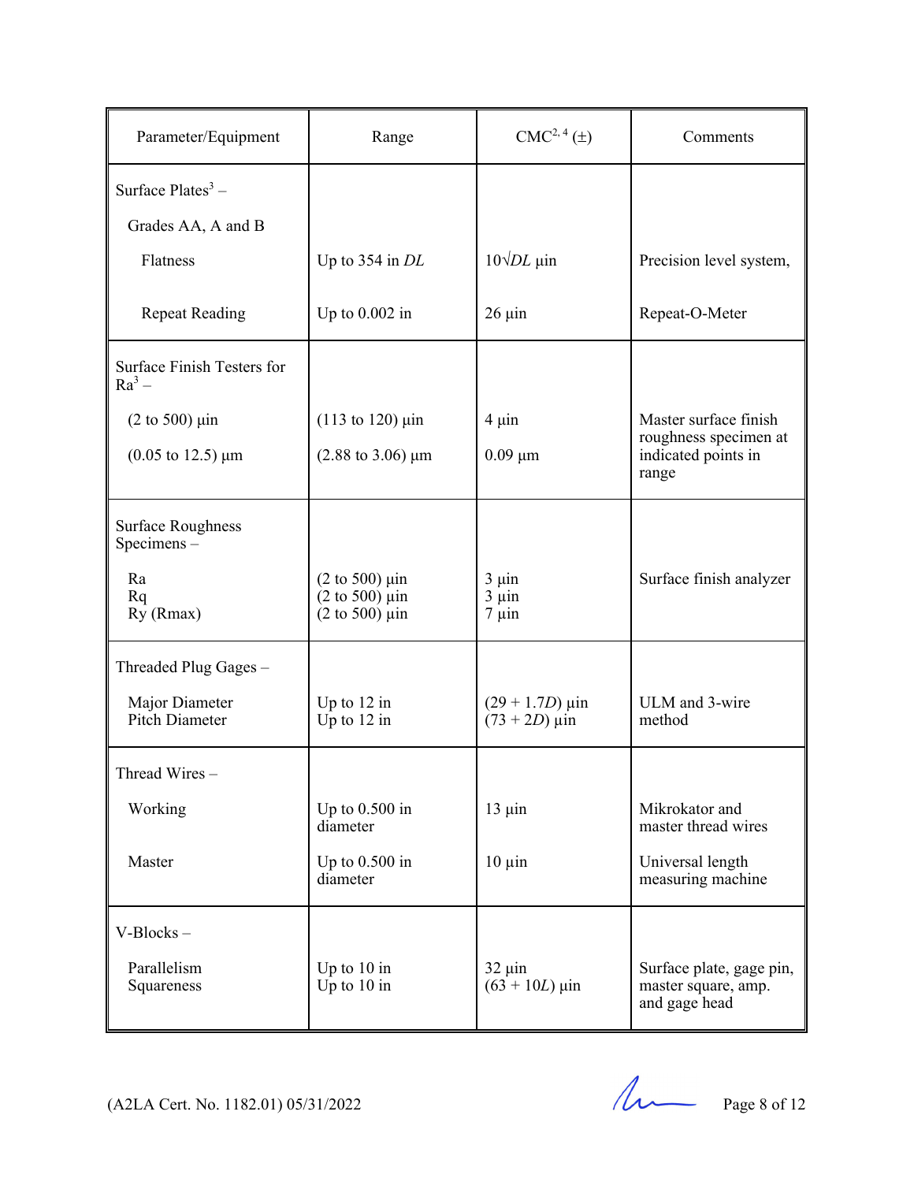| Parameter/Equipment | Range | CMC[2, 4] (±) | Comments |
|---|---|---|---|
| Surface Plates[3] – | | | |
| Grades AA, A and B | | | |
| Flatness | Up to 354 in *DL* | $10\sqrt{DL}$ µin | Precision level system, |
| Repeat Reading | Up to 0.002 in | 26 µin | Repeat-O-Meter |
| Surface Finish Testers for Ra[3] – | | | |
| (2 to 500) µin | (113 to 120) µin | 4 µin | Master surface finish roughness specimen at indicated points in range |
| (0.05 to 12.5) µm | (2.88 to 3.06) µm | 0.09 µm | |
| Surface Roughness Specimens – | | | |
| Ra | (2 to 500) µin | 3 µin | Surface finish analyzer |
| Rq | (2 to 500) µin | 3 µin | |
| Ry (Rmax) | (2 to 500) µin | 7 µin | |
| Threaded Plug Gages – | | | |
| Major Diameter | Up to 12 in | $(29 + 1.7D)$ µin | ULM and 3-wire method |
| Pitch Diameter | Up to 12 in | $(73 + 2D)$ µin | |
| Thread Wires – | | | |
| Working | Up to 0.500 in diameter | 13 µin | Mikrokator and master thread wires |
| Master | Up to 0.500 in diameter | 10 µin | Universal length measuring machine |
| V-Blocks – | | | |
| Parallelism | Up to 10 in | 32 µin | Surface plate, gage pin, master square, amp. and gage head |
| Squareness | Up to 10 in | $(63 + 10L)$ µin | |

(A2LA Cert. No. 1182.01) 05/31/2022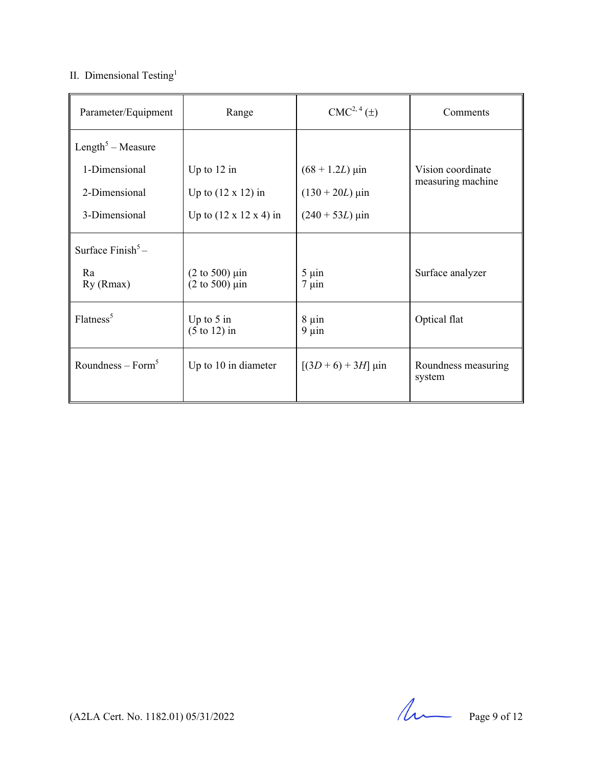## II. Dimensional Testing[1]

| Parameter/Equipment | Range | CMC[2, 4] (±) | Comments |
|---|---|---|---|
| Length[5] – Measure | | | |
| 1-Dimensional | Up to 12 in | $(68 + 1.2L)$ µin | Vision coordinate measuring machine |
| 2-Dimensional | Up to (12 x 12) in | $(130 + 20L)$ µin | |
| 3-Dimensional | Up to (12 x 12 x 4) in | $(240 + 53L)$ µin | |
| Surface Finish[5] – | | | |
| Ra | (2 to 500) µin | 5 µin | Surface analyzer |
| Ry (Rmax) | (2 to 500) µin | 7 µin | |
| Flatness[5] | Up to 5 in | 8 µin | Optical flat |
| | (5 to 12) in | 9 µin | |
| Roundness – Form[5] | Up to 10 in diameter | $[(3D + 6) + 3H]$ µin | Roundness measuring system |

(A2LA Cert. No. 1182.01) 05/31/2022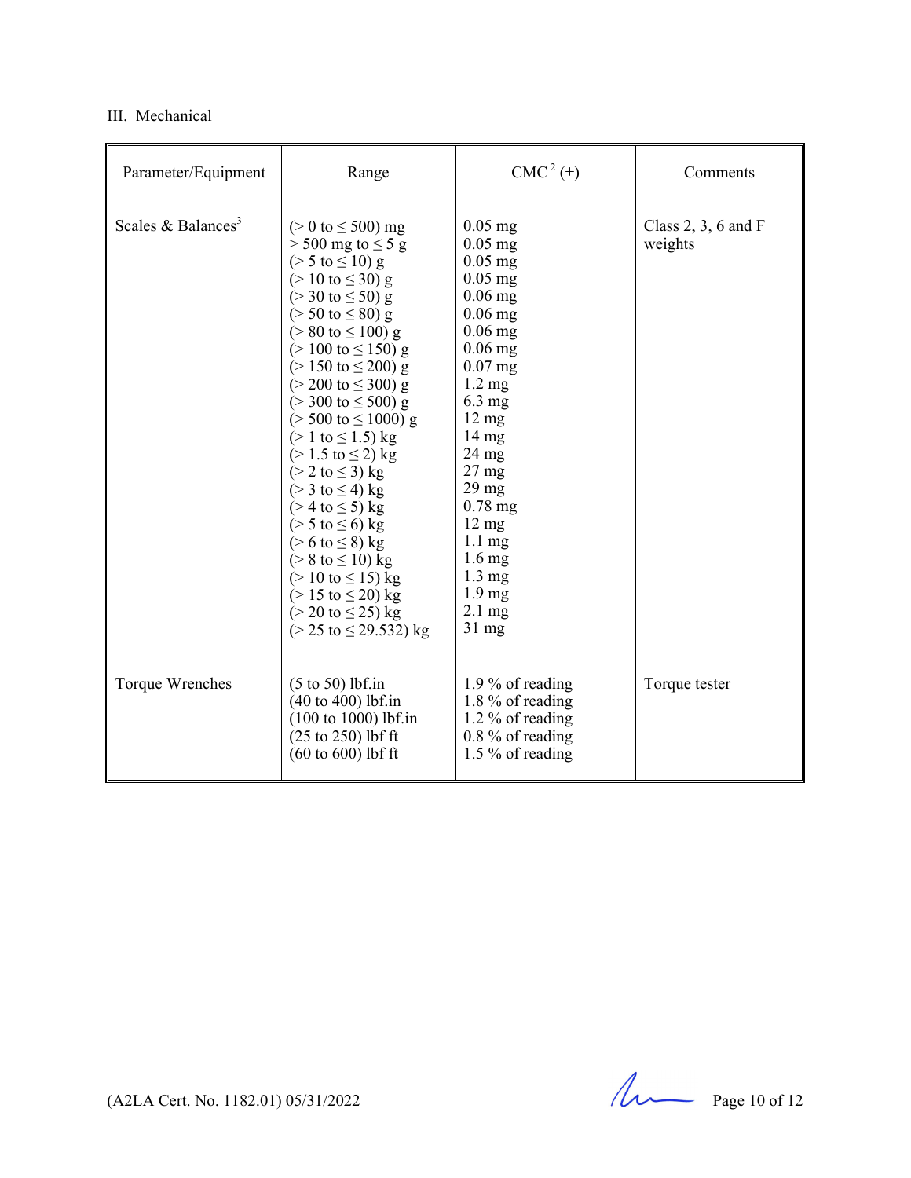III. Mechanical

| Parameter/Equipment | Range | CMC[2] (±) | Comments |
|---|---|---|---|
| Scales & Balances[3] | (> 0 to ≤ 500) mg<br>> 500 mg to ≤ 5 g<br>(> 5 to ≤ 10) g<br>(> 10 to ≤ 30) g<br>(> 30 to ≤ 50) g<br>(> 50 to ≤ 80) g<br>(> 80 to ≤ 100) g<br>(> 100 to ≤ 150) g<br>(> 150 to ≤ 200) g<br>(> 200 to ≤ 300) g<br>(> 300 to ≤ 500) g<br>(> 500 to ≤ 1000) g<br>(> 1 to ≤ 1.5) kg<br>(> 1.5 to ≤ 2) kg<br>(> 2 to ≤ 3) kg<br>(> 3 to ≤ 4) kg<br>(> 4 to ≤ 5) kg<br>(> 5 to ≤ 6) kg<br>(> 6 to ≤ 8) kg<br>(> 8 to ≤ 10) kg<br>(> 10 to ≤ 15) kg<br>(> 15 to ≤ 20) kg<br>(> 20 to ≤ 25) kg<br>(> 25 to ≤ 29.532) kg | 0.05 mg<br>0.05 mg<br>0.05 mg<br>0.05 mg<br>0.06 mg<br>0.06 mg<br>0.06 mg<br>0.06 mg<br>0.07 mg<br>1.2 mg<br>6.3 mg<br>12 mg<br>14 mg<br>24 mg<br>27 mg<br>29 mg<br>0.78 mg<br>12 mg<br>1.1 mg<br>1.6 mg<br>1.3 mg<br>1.9 mg<br>2.1 mg<br>31 mg | Class 2, 3, 6 and F weights |
| Torque Wrenches | (5 to 50) lbf.in<br>(40 to 400) lbf.in<br>(100 to 1000) lbf.in<br>(25 to 250) lbf ft<br>(60 to 600) lbf ft | 1.9 % of reading<br>1.8 % of reading<br>1.2 % of reading<br>0.8 % of reading<br>1.5 % of reading | Torque tester |

(A2LA Cert. No. 1182.01) 05/31/2022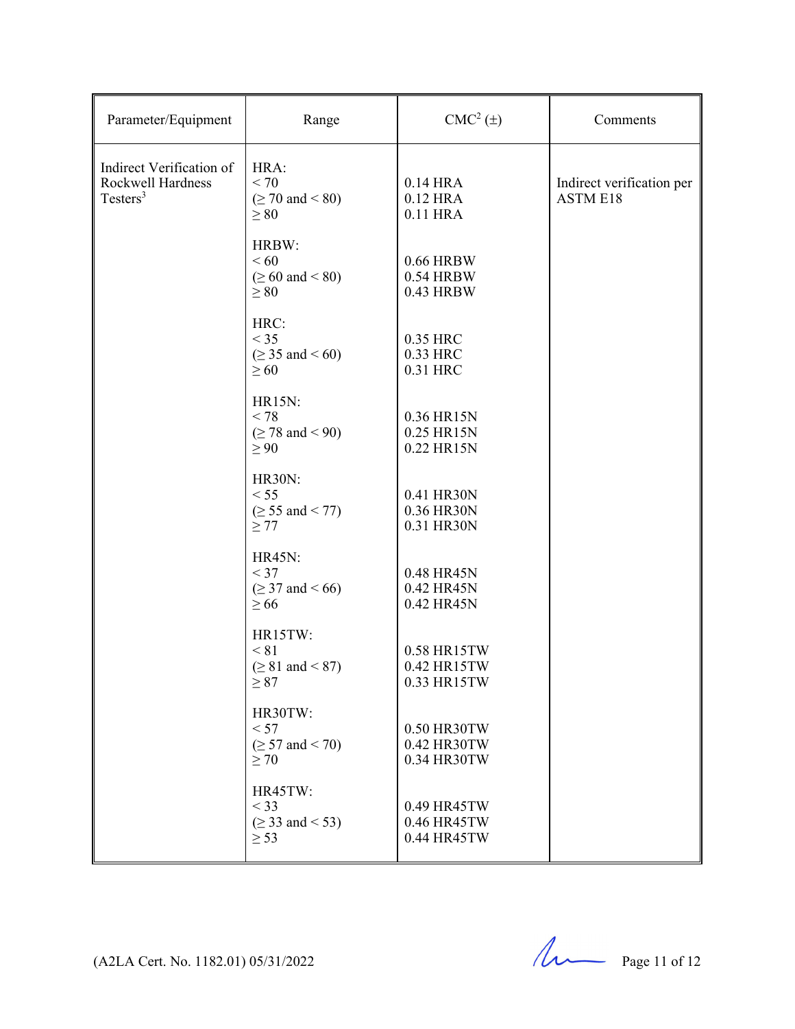| Parameter/Equipment | Range | CMC[2] (±) | Comments |
|---|---|---|---|
| Indirect Verification of Rockwell Hardness Testers[3] | HRA:<br>< 70<br>(≥ 70 and < 80)<br>≥ 80 | <br>0.14 HRA<br>0.12 HRA<br>0.11 HRA | Indirect verification per ASTM E18 |
| | HRBW:<br>< 60<br>(≥ 60 and < 80)<br>≥ 80 | <br>0.66 HRBW<br>0.54 HRBW<br>0.43 HRBW | |
| | HRC:<br>< 35<br>(≥ 35 and < 60)<br>≥ 60 | <br>0.35 HRC<br>0.33 HRC<br>0.31 HRC | |
| | HR15N:<br>< 78<br>(≥ 78 and < 90)<br>≥ 90 | <br>0.36 HR15N<br>0.25 HR15N<br>0.22 HR15N | |
| | HR30N:<br>< 55<br>(≥ 55 and < 77)<br>≥ 77 | <br>0.41 HR30N<br>0.36 HR30N<br>0.31 HR30N | |
| | HR45N:<br>< 37<br>(≥ 37 and < 66)<br>≥ 66 | <br>0.48 HR45N<br>0.42 HR45N<br>0.42 HR45N | |
| | HR15TW:<br>< 81<br>(≥ 81 and < 87)<br>≥ 87 | <br>0.58 HR15TW<br>0.42 HR15TW<br>0.33 HR15TW | |
| | HR30TW:<br>< 57<br>(≥ 57 and < 70)<br>≥ 70 | <br>0.50 HR30TW<br>0.42 HR30TW<br>0.34 HR30TW | |
| | HR45TW:<br>< 33<br>(≥ 33 and < 53)<br>≥ 53 | <br>0.49 HR45TW<br>0.46 HR45TW<br>0.44 HR45TW | |

(A2LA Cert. No. 1182.01) 05/31/2022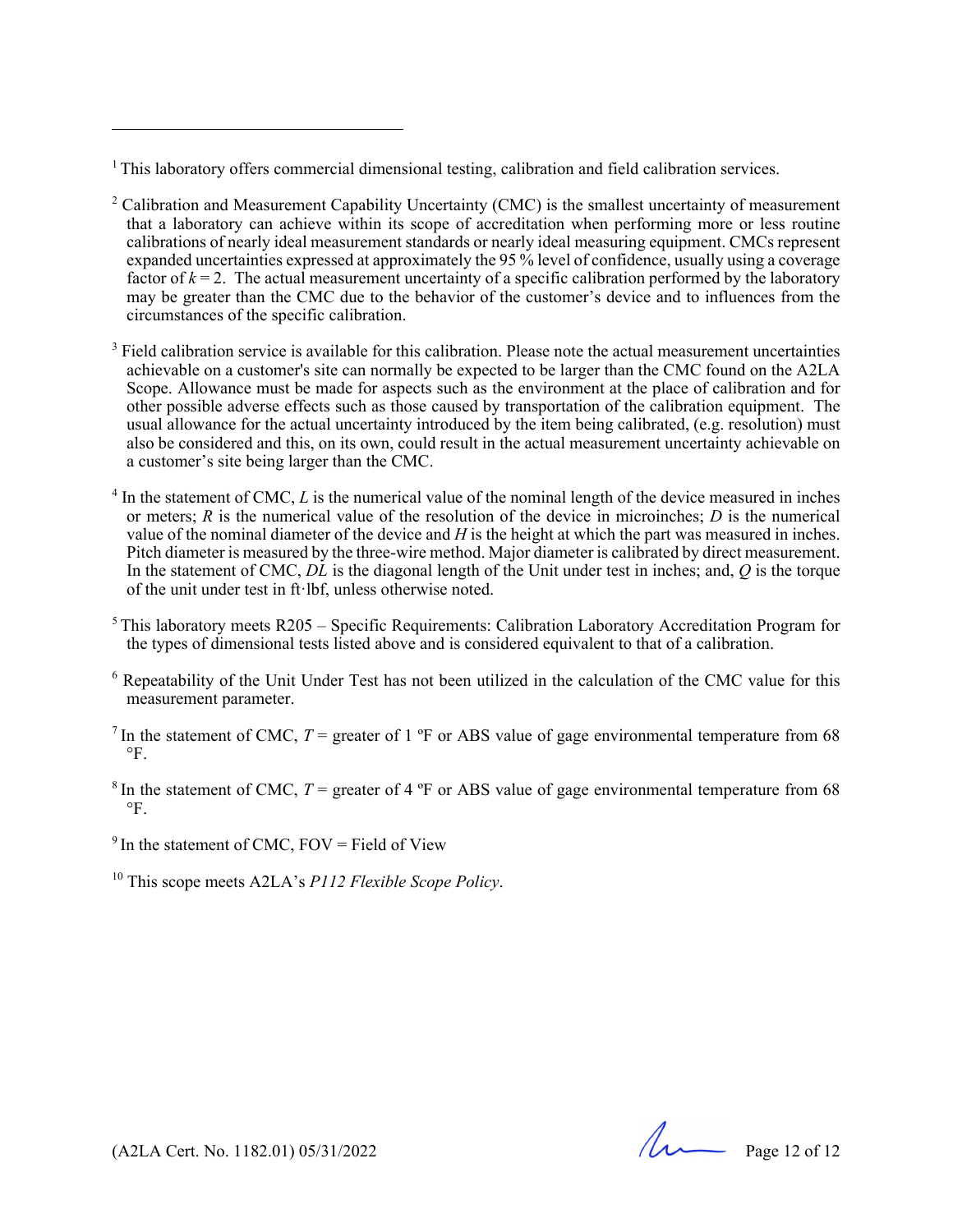[1] This laboratory offers commercial dimensional testing, calibration and field calibration services.

[2] Calibration and Measurement Capability Uncertainty (CMC) is the smallest uncertainty of measurement that a laboratory can achieve within its scope of accreditation when performing more or less routine calibrations of nearly ideal measurement standards or nearly ideal measuring equipment. CMCs represent expanded uncertainties expressed at approximately the 95 % level of confidence, usually using a coverage factor of $k = 2$. The actual measurement uncertainty of a specific calibration performed by the laboratory may be greater than the CMC due to the behavior of the customer's device and to influences from the circumstances of the specific calibration.

[3] Field calibration service is available for this calibration. Please note the actual measurement uncertainties achievable on a customer's site can normally be expected to be larger than the CMC found on the A2LA Scope. Allowance must be made for aspects such as the environment at the place of calibration and for other possible adverse effects such as those caused by transportation of the calibration equipment. The usual allowance for the actual uncertainty introduced by the item being calibrated, (e.g. resolution) must also be considered and this, on its own, could result in the actual measurement uncertainty achievable on a customer's site being larger than the CMC.

[4] In the statement of CMC, $L$ is the numerical value of the nominal length of the device measured in inches or meters; $R$ is the numerical value of the resolution of the device in microinches; $D$ is the numerical value of the nominal diameter of the device and $H$ is the height at which the part was measured in inches. Pitch diameter is measured by the three-wire method. Major diameter is calibrated by direct measurement. In the statement of CMC, $DL$ is the diagonal length of the Unit under test in inches; and, $Q$ is the torque of the unit under test in ft·lbf, unless otherwise noted.

[5] This laboratory meets R205 – Specific Requirements: Calibration Laboratory Accreditation Program for the types of dimensional tests listed above and is considered equivalent to that of a calibration.

[6] Repeatability of the Unit Under Test has not been utilized in the calculation of the CMC value for this measurement parameter.

[7] In the statement of CMC, $T$ = greater of 1 ºF or ABS value of gage environmental temperature from 68 °F.

[8] In the statement of CMC, $T$ = greater of 4 ºF or ABS value of gage environmental temperature from 68 °F.

[9] In the statement of CMC, FOV = Field of View

[10] This scope meets A2LA's *P112 Flexible Scope Policy*.

(A2LA Cert. No. 1182.01) 05/31/2022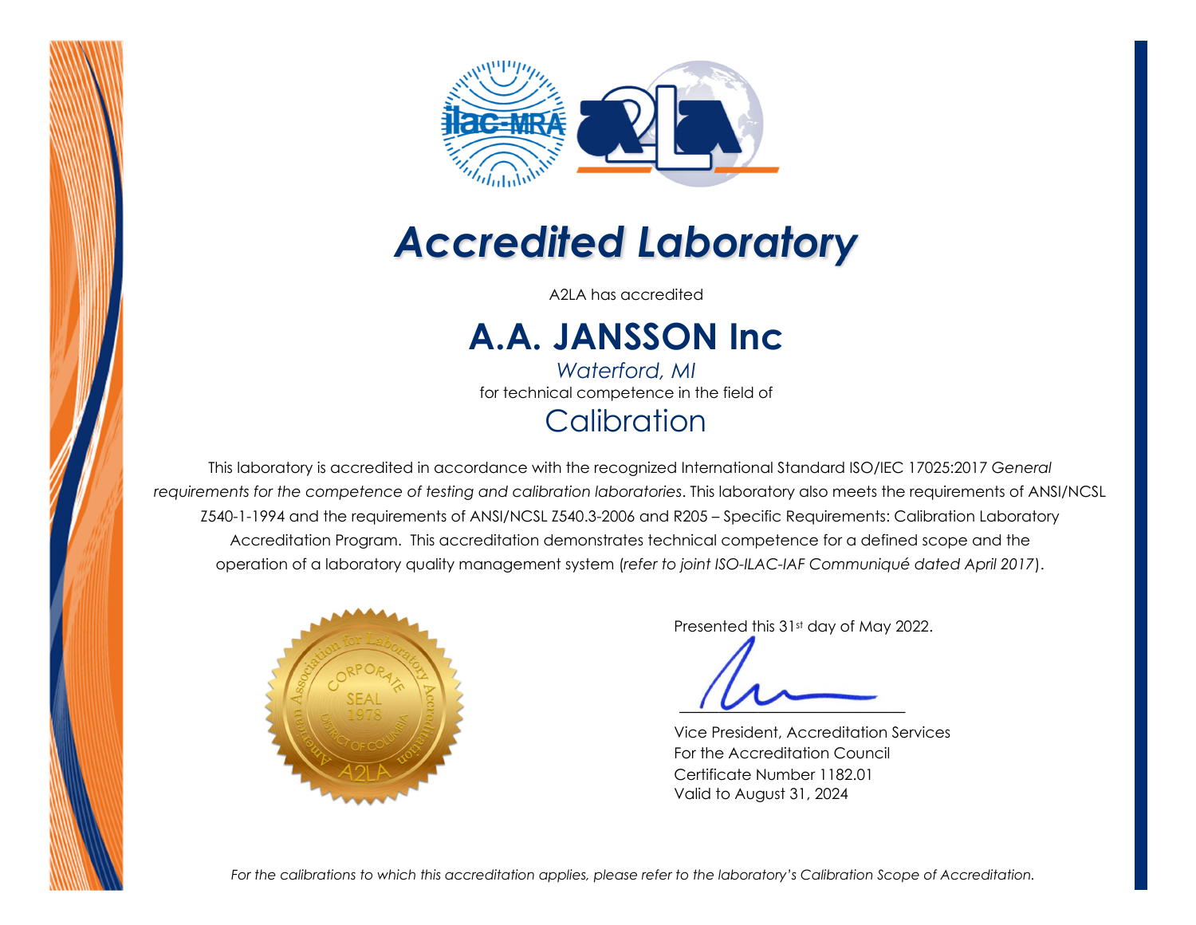# Accredited Laboratory

A2LA has accredited

## A.A. JANSSON Inc

*Waterford, MI*

for technical competence in the field of

## Calibration

This laboratory is accredited in accordance with the recognized International Standard ISO/IEC 17025:2017 *General requirements for the competence of testing and calibration laboratories*. This laboratory also meets the requirements of ANSI/NCSL Z540-1-1994 and the requirements of ANSI/NCSL Z540.3-2006 and R205 – Specific Requirements: Calibration Laboratory Accreditation Program. This accreditation demonstrates technical competence for a defined scope and the operation of a laboratory quality management system (*refer to joint ISO-ILAC-IAF Communiqué dated April 2017*).

Presented this 31st day of May 2022.

Vice President, Accreditation Services
For the Accreditation Council
Certificate Number 1182.01
Valid to August 31, 2024

*For the calibrations to which this accreditation applies, please refer to the laboratory's Calibration Scope of Accreditation.*